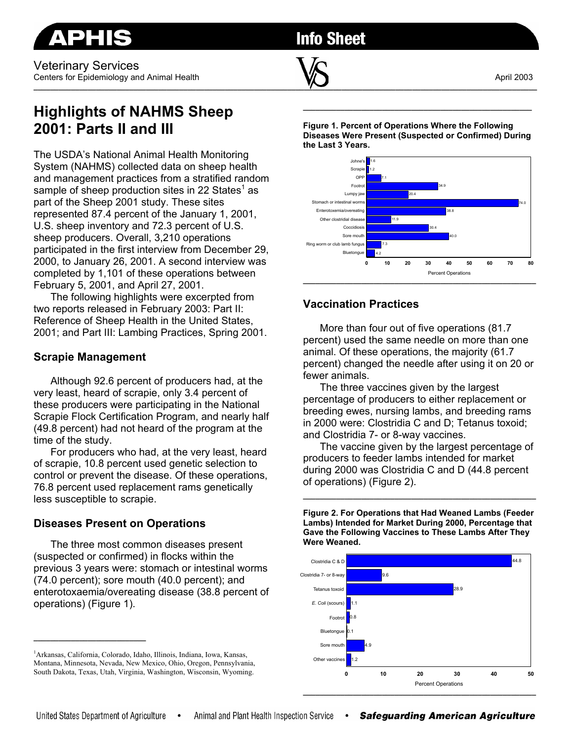# Highlights of NAHMS Sheep 2001: Parts II and III

Veterinary Services
Centers for Epidemiology and Animal Health

April 2003

The USDA's National Animal Health Monitoring System (NAHMS) collected data on sheep health and management practices from a stratified random sample of sheep production sites in 22 States[1] as part of the Sheep 2001 study. These sites represented 87.4 percent of the January 1, 2001, U.S. sheep inventory and 72.3 percent of U.S. sheep producers. Overall, 3,210 operations participated in the first interview from December 29, 2000, to January 26, 2001. A second interview was completed by 1,101 of these operations between February 5, 2001, and April 27, 2001.

The following highlights were excerpted from two reports released in February 2003: Part II: Reference of Sheep Health in the United States, 2001; and Part III: Lambing Practices, Spring 2001.

## Scrapie Management

Although 92.6 percent of producers had, at the very least, heard of scrapie, only 3.4 percent of these producers were participating in the National Scrapie Flock Certification Program, and nearly half (49.8 percent) had not heard of the program at the time of the study.

For producers who had, at the very least, heard of scrapie, 10.8 percent used genetic selection to control or prevent the disease. Of these operations, 76.8 percent used replacement rams genetically less susceptible to scrapie.

## Diseases Present on Operations

The three most common diseases present (suspected or confirmed) in flocks within the previous 3 years were: stomach or intestinal worms (74.0 percent); sore mouth (40.0 percent); and enterotoxaemia/overeating disease (38.8 percent of operations) (Figure 1).

[1]Arkansas, California, Colorado, Idaho, Illinois, Indiana, Iowa, Kansas, Montana, Minnesota, Nevada, New Mexico, Ohio, Oregon, Pennsylvania, South Dakota, Texas, Utah, Virginia, Washington, Wisconsin, Wyoming.

**Figure 1. Percent of Operations Where the Following Diseases Were Present (Suspected or Confirmed) During the Last 3 Years.**

| Disease | Percent Operations |
|---|---|
| Johne's | 1.6 |
| Scrapie | 1.2 |
| OPP | 7.1 |
| Footrot | 34.9 |
| Lumpy jaw | 20.4 |
| Stomach or intestinal worms | 74.0 |
| Enterotoxemia/overeating | 38.8 |
| Other clostridial disease | 11.9 |
| Coccidiosis | 30.4 |
| Sore mouth | 40.0 |
| Ring worm or club lamb fungus | 7.3 |
| Bluetongue | 4.2 |

## Vaccination Practices

More than four out of five operations (81.7 percent) used the same needle on more than one animal. Of these operations, the majority (61.7 percent) changed the needle after using it on 20 or fewer animals.

The three vaccines given by the largest percentage of producers to either replacement or breeding ewes, nursing lambs, and breeding rams in 2000 were: Clostridia C and D; Tetanus toxoid; and Clostridia 7- or 8-way vaccines.

The vaccine given by the largest percentage of producers to feeder lambs intended for market during 2000 was Clostridia C and D (44.8 percent of operations) (Figure 2).

**Figure 2. For Operations that Had Weaned Lambs (Feeder Lambs) Intended for Market During 2000, Percentage that Gave the Following Vaccines to These Lambs After They Were Weaned.**

| Vaccine | Percent Operations |
|---|---|
| Clostridia C & D | 44.8 |
| Clostridia 7- or 8-way | 9.6 |
| Tetanus toxoid | 28.9 |
| *E. Coli* (scours) | 1.1 |
| Footrot | 0.8 |
| Bluetongue | 0.1 |
| Sore mouth | 4.9 |
| Other vaccines | 1.2 |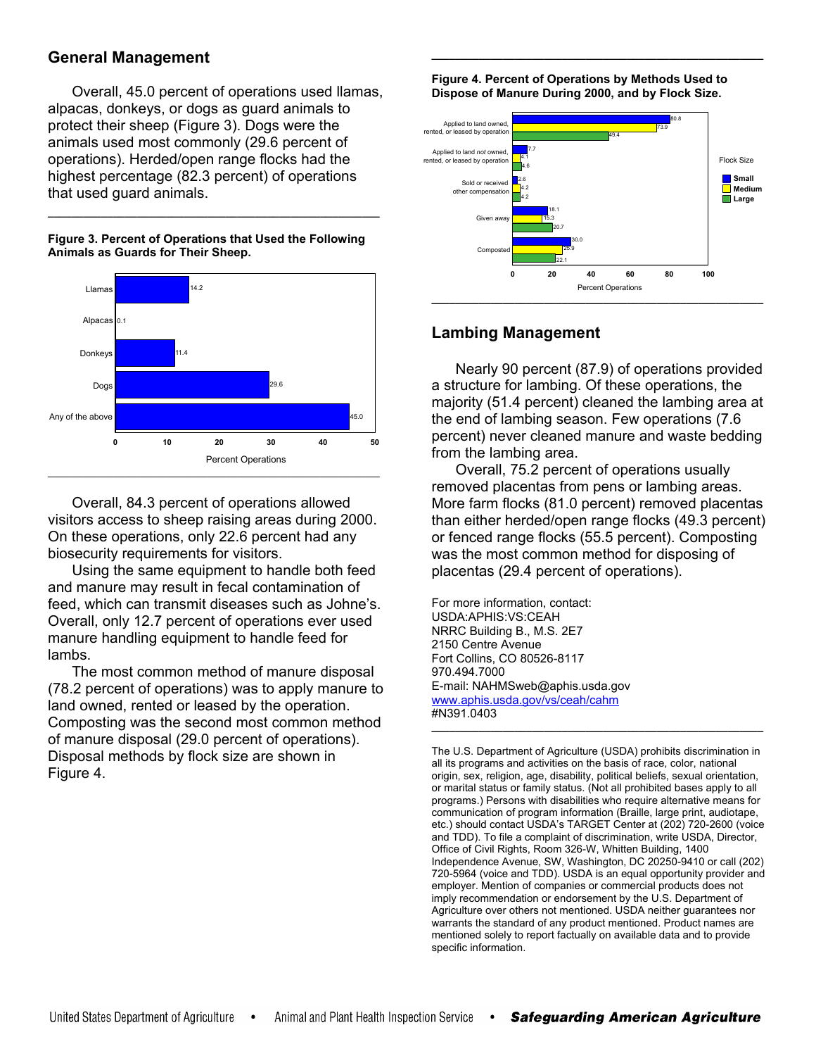## General Management

Overall, 45.0 percent of operations used llamas, alpacas, donkeys, or dogs as guard animals to protect their sheep (Figure 3). Dogs were the animals used most commonly (29.6 percent of operations). Herded/open range flocks had the highest percentage (82.3 percent) of operations that used guard animals.

**Figure 3. Percent of Operations that Used the Following Animals as Guards for Their Sheep.**

Llamas 14.2
Alpacas 0.1
Donkeys 11.4
Dogs 29.6
Any of the above 45.0

0 10 20 30 40 50
Percent Operations

Overall, 84.3 percent of operations allowed visitors access to sheep raising areas during 2000. On these operations, only 22.6 percent had any biosecurity requirements for visitors.

Using the same equipment to handle both feed and manure may result in fecal contamination of feed, which can transmit diseases such as Johne's. Overall, only 12.7 percent of operations ever used manure handling equipment to handle feed for lambs.

The most common method of manure disposal (78.2 percent of operations) was to apply manure to land owned, rented or leased by the operation. Composting was the second most common method of manure disposal (29.0 percent of operations). Disposal methods by flock size are shown in Figure 4.

**Figure 4. Percent of Operations by Methods Used to Dispose of Manure During 2000, and by Flock Size.**

Applied to land owned, rented, or leased by operation 80.8 73.9 49.4
Applied to land *not* owned, rented, or leased by operation 7.7 4.1 4.6
Sold or received other compensation 2.6 4.2 4.2
Given away 18.1 15.3 20.7
Composted 30.0 25.9 22.1

0 20 40 60 80 100
Percent Operations

Flock Size
Small
Medium
Large

## Lambing Management

Nearly 90 percent (87.9) of operations provided a structure for lambing. Of these operations, the majority (51.4 percent) cleaned the lambing area at the end of lambing season. Few operations (7.6 percent) never cleaned manure and waste bedding from the lambing area.

Overall, 75.2 percent of operations usually removed placentas from pens or lambing areas. More farm flocks (81.0 percent) removed placentas than either herded/open range flocks (49.3 percent) or fenced range flocks (55.5 percent). Composting was the most common method for disposing of placentas (29.4 percent of operations).

For more information, contact:
USDA:APHIS:VS:CEAH
NRRC Building B., M.S. 2E7
2150 Centre Avenue
Fort Collins, CO 80526-8117
970.494.7000
E-mail: NAHMSweb@aphis.usda.gov
www.aphis.usda.gov/vs/ceah/cahm
#N391.0403

The U.S. Department of Agriculture (USDA) prohibits discrimination in all its programs and activities on the basis of race, color, national origin, sex, religion, age, disability, political beliefs, sexual orientation, or marital status or family status. (Not all prohibited bases apply to all programs.) Persons with disabilities who require alternative means for communication of program information (Braille, large print, audiotape, etc.) should contact USDA's TARGET Center at (202) 720-2600 (voice and TDD). To file a complaint of discrimination, write USDA, Director, Office of Civil Rights, Room 326-W, Whitten Building, 1400 Independence Avenue, SW, Washington, DC 20250-9410 or call (202) 720-5964 (voice and TDD). USDA is an equal opportunity provider and employer. Mention of companies or commercial products does not imply recommendation or endorsement by the U.S. Department of Agriculture over others not mentioned. USDA neither guarantees nor warrants the standard of any product mentioned. Product names are mentioned solely to report factually on available data and to provide specific information.

United States Department of Agriculture • Animal and Plant Health Inspection Service • ***Safeguarding American Agriculture***